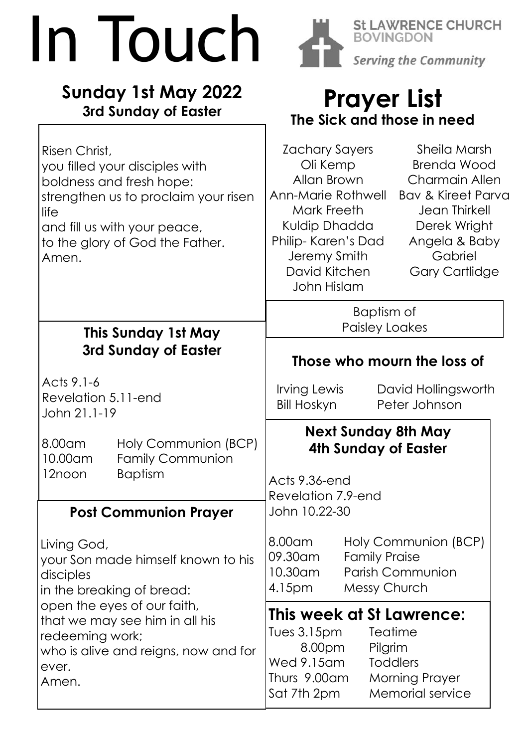# In Touch

**St LAWRENCE CHURCH BOVINGDON**

*Serving the Community*

## Sunday 1st May 2022
**3rd Sunday of Easter**

Risen Christ,
you filled your disciples with boldness and fresh hope:
strengthen us to proclaim your risen life
and fill us with your peace,
to the glory of God the Father.
Amen.

### This Sunday 1st May
### 3rd Sunday of Easter

Acts 9.1-6
Revelation 5.11-end
John 21.1-19

| | |
|---|---|
| 8.00am | Holy Communion (BCP) |
| 10.00am | Family Communion |
| 12noon | Baptism |

### Post Communion Prayer

Living God,
your Son made himself known to his disciples
in the breaking of bread:
open the eyes of our faith,
that we may see him in all his redeeming work;
who is alive and reigns, now and for ever.
Amen.

## Prayer List
**The Sick and those in need**

Zachary Sayers
Oli Kemp
Allan Brown
Ann-Marie Rothwell
Mark Freeth
Kuldip Dhadda
Philip- Karen's Dad
Jeremy Smith
David Kitchen
John Hislam
Sheila Marsh
Brenda Wood
Charmain Allen
Bav & Kireet Parva
Jean Thirkell
Derek Wright
Angela & Baby
Gabriel
Gary Cartlidge

Baptism of
Paisley Loakes

### Those who mourn the loss of

Irving Lewis
Bill Hoskyn
David Hollingsworth
Peter Johnson

### Next Sunday 8th May
### 4th Sunday of Easter

Acts 9.36-end
Revelation 7.9-end
John 10.22-30

| | |
|---|---|
| 8.00am | Holy Communion (BCP) |
| 09.30am | Family Praise |
| 10.30am | Parish Communion |
| 4.15pm | Messy Church |

### This week at St Lawrence:

| | |
|---|---|
| Tues 3.15pm | Teatime |
| 8.00pm | Pilgrim |
| Wed 9.15am | Toddlers |
| Thurs 9.00am | Morning Prayer |
| Sat 7th 2pm | Memorial service |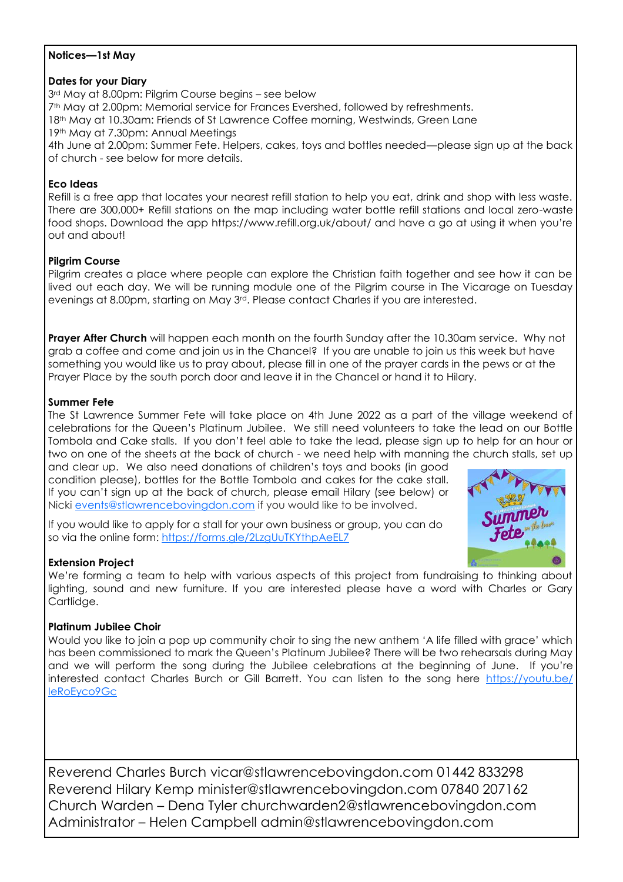**Notices—1st May**

**Dates for your Diary**

3rd May at 8.00pm: Pilgrim Course begins – see below
7th May at 2.00pm: Memorial service for Frances Evershed, followed by refreshments.
18th May at 10.30am: Friends of St Lawrence Coffee morning, Westwinds, Green Lane
19th May at 7.30pm: Annual Meetings
4th June at 2.00pm: Summer Fete. Helpers, cakes, toys and bottles needed—please sign up at the back of church - see below for more details.

**Eco Ideas**

Refill is a free app that locates your nearest refill station to help you eat, drink and shop with less waste. There are 300,000+ Refill stations on the map including water bottle refill stations and local zero-waste food shops. Download the app https://www.refill.org.uk/about/ and have a go at using it when you're out and about!

**Pilgrim Course**

Pilgrim creates a place where people can explore the Christian faith together and see how it can be lived out each day. We will be running module one of the Pilgrim course in The Vicarage on Tuesday evenings at 8.00pm, starting on May 3rd. Please contact Charles if you are interested.

**Prayer After Church** will happen each month on the fourth Sunday after the 10.30am service. Why not grab a coffee and come and join us in the Chancel? If you are unable to join us this week but have something you would like us to pray about, please fill in one of the prayer cards in the pews or at the Prayer Place by the south porch door and leave it in the Chancel or hand it to Hilary.

**Summer Fete**

The St Lawrence Summer Fete will take place on 4th June 2022 as a part of the village weekend of celebrations for the Queen's Platinum Jubilee. We still need volunteers to take the lead on our Bottle Tombola and Cake stalls. If you don't feel able to take the lead, please sign up to help for an hour or two on one of the sheets at the back of church - we need help with manning the church stalls, set up and clear up. We also need donations of children's toys and books (in good condition please), bottles for the Bottle Tombola and cakes for the cake stall. If you can't sign up at the back of church, please email Hilary (see below) or Nicki events@stlawrencebovingdon.com if you would like to be involved.

If you would like to apply for a stall for your own business or group, you can do so via the online form: https://forms.gle/2LzgUuTKYthpAeEL7

**Extension Project**

We're forming a team to help with various aspects of this project from fundraising to thinking about lighting, sound and new furniture. If you are interested please have a word with Charles or Gary Cartlidge.

**Platinum Jubilee Choir**

Would you like to join a pop up community choir to sing the new anthem 'A life filled with grace' which has been commissioned to mark the Queen's Platinum Jubilee? There will be two rehearsals during May and we will perform the song during the Jubilee celebrations at the beginning of June. If you're interested contact Charles Burch or Gill Barrett. You can listen to the song here https://youtu.be/leRoEyco9Gc

Reverend Charles Burch vicar@stlawrencebovingdon.com 01442 833298
Reverend Hilary Kemp minister@stlawrencebovingdon.com 07840 207162
Church Warden – Dena Tyler churchwarden2@stlawrencebovingdon.com
Administrator – Helen Campbell admin@stlawrencebovingdon.com